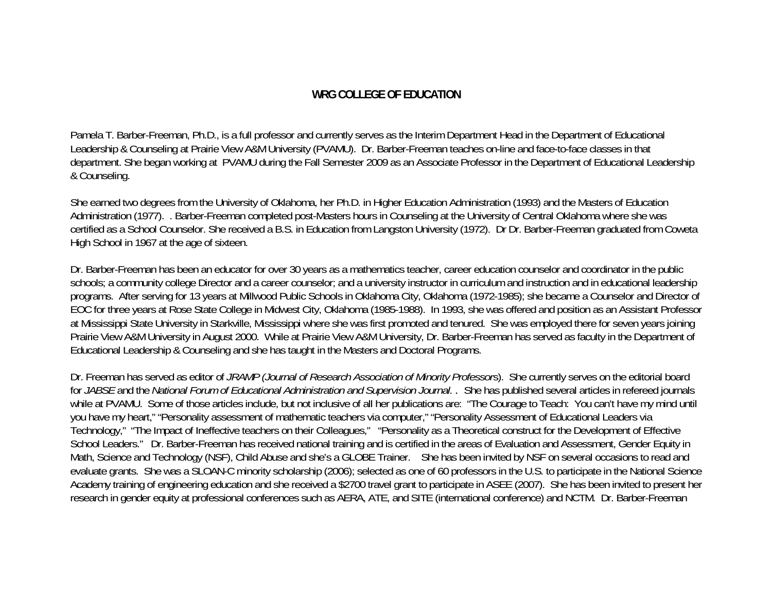**WRG COLLEGE OF EDUCATION**

Pamela T. Barber-Freeman, Ph.D., is a full professor and currently serves as the Interim Department Head in the Department of Educational Leadership & Counseling at Prairie View A&M University (PVAMU). Dr. Barber-Freeman teaches on-line and face-to-face classes in that department. She began working at PVAMU during the Fall Semester 2009 as an Associate Professor in the Department of Educational Leadership & Counseling.

She earned two degrees from the University of Oklahoma, her Ph.D. in Higher Education Administration (1993) and the Masters of Education Administration (1977). . Barber-Freeman completed post-Masters hours in Counseling at the University of Central Oklahoma where she was certified as a School Counselor. She received a B.S. in Education from Langston University (1972). Dr Dr. Barber-Freeman graduated from Coweta High School in 1967 at the age of sixteen.

Dr. Barber-Freeman has been an educator for over 30 years as a mathematics teacher, career education counselor and coordinator in the public schools; a community college Director and a career counselor; and a university instructor in curriculum and instruction and in educational leadership programs. After serving for 13 years at Millwood Public Schools in Oklahoma City, Oklahoma (1972-1985); she became a Counselor and Director of EOC for three years at Rose State College in Midwest City, Oklahoma (1985-1988). In 1993, she was offered and position as an Assistant Professor at Mississippi State University in Starkville, Mississippi where she was first promoted and tenured. She was employed there for seven years joining Prairie View A&M University in August 2000. While at Prairie View A&M University, Dr. Barber-Freeman has served as faculty in the Department of Educational Leadership & Counseling and she has taught in the Masters and Doctoral Programs.

Dr. Freeman has served as editor of *JRAMP (Journal of Research Association of Minority Professors*). She currently serves on the editorial board for *JABSE* and the *National Forum of Educational Administration and Supervision Journal.* . She has published several articles in refereed journals while at PVAMU. Some of those articles include, but not inclusive of all her publications are: "The Courage to Teach: You can't have my mind until you have my heart," "Personality assessment of mathematic teachers via computer," "Personality Assessment of Educational Leaders via Technology," "The Impact of Ineffective teachers on their Colleagues," "Personality as a Theoretical construct for the Development of Effective School Leaders." Dr. Barber-Freeman has received national training and is certified in the areas of Evaluation and Assessment, Gender Equity in Math, Science and Technology (NSF), Child Abuse and she's a GLOBE Trainer. She has been invited by NSF on several occasions to read and evaluate grants. She was a SLOAN-C minority scholarship (2006); selected as one of 60 professors in the U.S. to participate in the National Science Academy training of engineering education and she received a $2700 travel grant to participate in ASEE (2007). She has been invited to present her research in gender equity at professional conferences such as AERA, ATE, and SITE (international conference) and NCTM. Dr. Barber-Freeman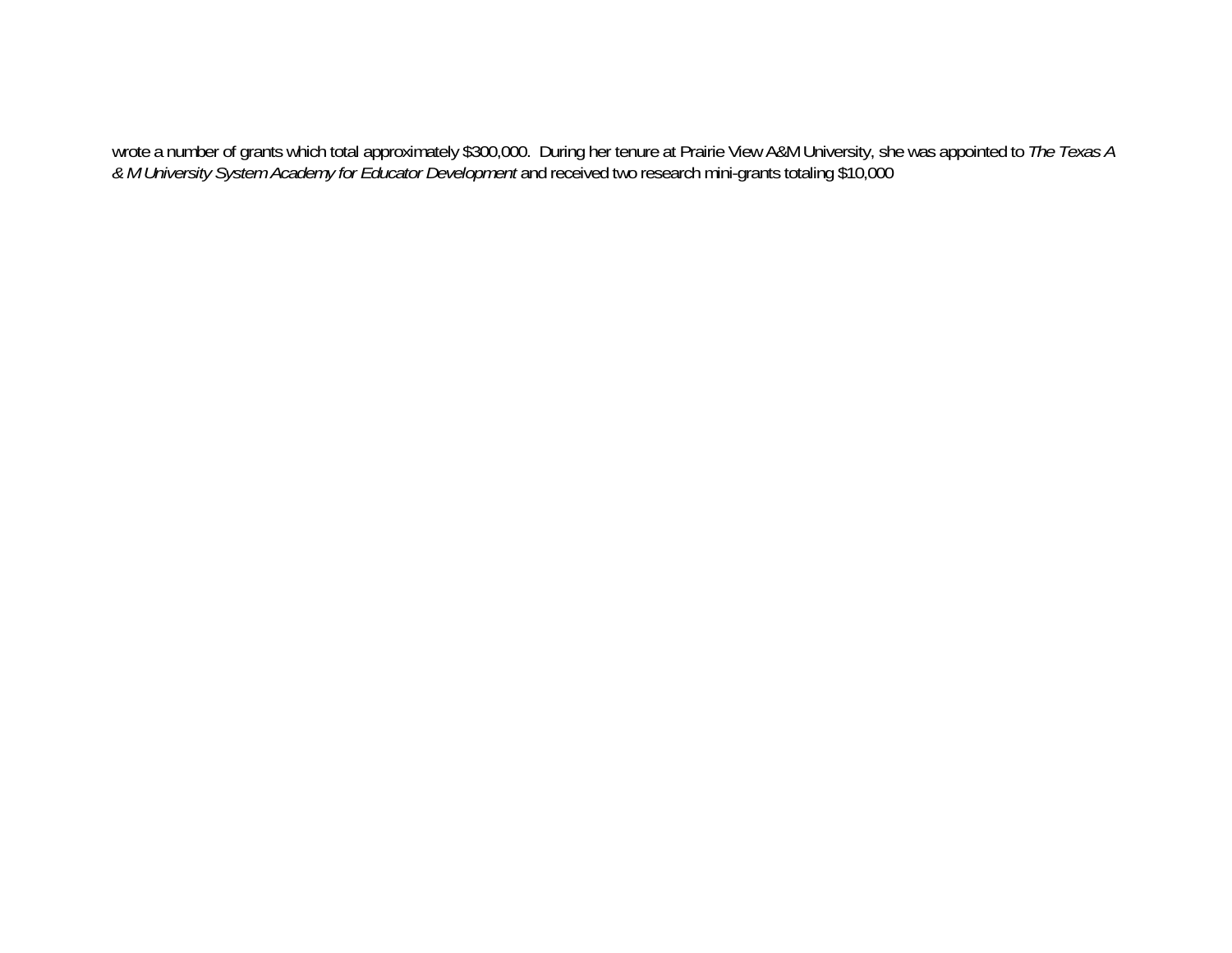wrote a number of grants which total approximately $300,000. During her tenure at Prairie View A&M University, she was appointed to *The Texas A & M University System Academy for Educator Development* and received two research mini-grants totaling $10,000